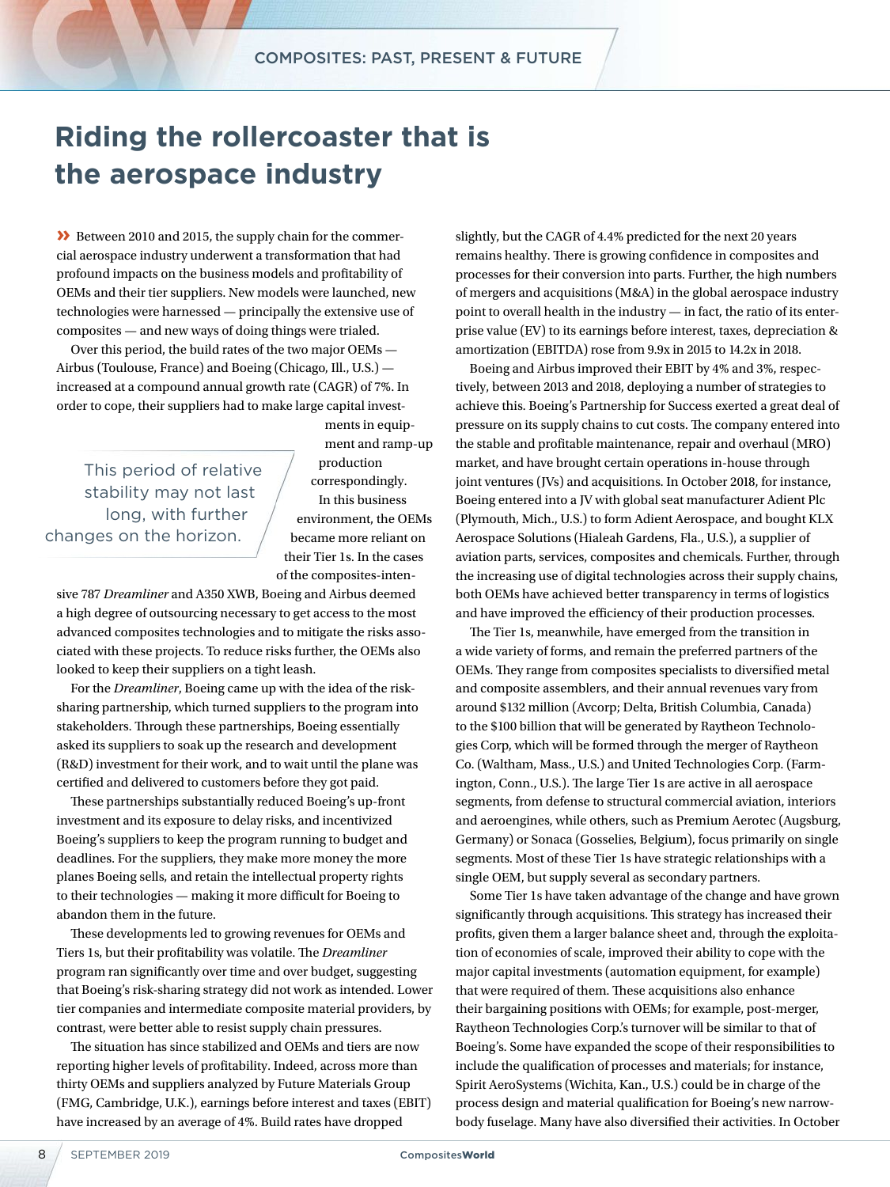# Riding the rollercoaster that is the aerospace industry

» Between 2010 and 2015, the supply chain for the commercial aerospace industry underwent a transformation that had profound impacts on the business models and profitability of OEMs and their tier suppliers. New models were launched, new technologies were harnessed — principally the extensive use of composites — and new ways of doing things were trialed.

Over this period, the build rates of the two major OEMs — Airbus (Toulouse, France) and Boeing (Chicago, Ill., U.S.) — increased at a compound annual growth rate (CAGR) of 7%. In order to cope, their suppliers had to make large capital investments in equipment and ramp-up production correspondingly. In this business environment, the OEMs became more reliant on their Tier 1s. In the cases of the composites-intensive 787 *Dreamliner* and A350 XWB, Boeing and Airbus deemed a high degree of outsourcing necessary to get access to the most advanced composites technologies and to mitigate the risks associated with these projects. To reduce risks further, the OEMs also looked to keep their suppliers on a tight leash.

> This period of relative stability may not last long, with further changes on the horizon.

For the *Dreamliner*, Boeing came up with the idea of the risk-sharing partnership, which turned suppliers to the program into stakeholders. Through these partnerships, Boeing essentially asked its suppliers to soak up the research and development (R&D) investment for their work, and to wait until the plane was certified and delivered to customers before they got paid.

These partnerships substantially reduced Boeing's up-front investment and its exposure to delay risks, and incentivized Boeing's suppliers to keep the program running to budget and deadlines. For the suppliers, they make more money the more planes Boeing sells, and retain the intellectual property rights to their technologies — making it more difficult for Boeing to abandon them in the future.

These developments led to growing revenues for OEMs and Tiers 1s, but their profitability was volatile. The *Dreamliner* program ran significantly over time and over budget, suggesting that Boeing's risk-sharing strategy did not work as intended. Lower tier companies and intermediate composite material providers, by contrast, were better able to resist supply chain pressures.

The situation has since stabilized and OEMs and tiers are now reporting higher levels of profitability. Indeed, across more than thirty OEMs and suppliers analyzed by Future Materials Group (FMG, Cambridge, U.K.), earnings before interest and taxes (EBIT) have increased by an average of 4%. Build rates have dropped slightly, but the CAGR of 4.4% predicted for the next 20 years remains healthy. There is growing confidence in composites and processes for their conversion into parts. Further, the high numbers of mergers and acquisitions (M&A) in the global aerospace industry point to overall health in the industry — in fact, the ratio of its enterprise value (EV) to its earnings before interest, taxes, depreciation & amortization (EBITDA) rose from 9.9x in 2015 to 14.2x in 2018.

Boeing and Airbus improved their EBIT by 4% and 3%, respectively, between 2013 and 2018, deploying a number of strategies to achieve this. Boeing's Partnership for Success exerted a great deal of pressure on its supply chains to cut costs. The company entered into the stable and profitable maintenance, repair and overhaul (MRO) market, and have brought certain operations in-house through joint ventures (JVs) and acquisitions. In October 2018, for instance, Boeing entered into a JV with global seat manufacturer Adient Plc (Plymouth, Mich., U.S.) to form Adient Aerospace, and bought KLX Aerospace Solutions (Hialeah Gardens, Fla., U.S.), a supplier of aviation parts, services, composites and chemicals. Further, through the increasing use of digital technologies across their supply chains, both OEMs have achieved better transparency in terms of logistics and have improved the efficiency of their production processes.

The Tier 1s, meanwhile, have emerged from the transition in a wide variety of forms, and remain the preferred partners of the OEMs. They range from composites specialists to diversified metal and composite assemblers, and their annual revenues vary from around $132 million (Avcorp; Delta, British Columbia, Canada) to the $100 billion that will be generated by Raytheon Technologies Corp, which will be formed through the merger of Raytheon Co. (Waltham, Mass., U.S.) and United Technologies Corp. (Farmington, Conn., U.S.). The large Tier 1s are active in all aerospace segments, from defense to structural commercial aviation, interiors and aeroengines, while others, such as Premium Aerotec (Augsburg, Germany) or Sonaca (Gosselies, Belgium), focus primarily on single segments. Most of these Tier 1s have strategic relationships with a single OEM, but supply several as secondary partners.

Some Tier 1s have taken advantage of the change and have grown significantly through acquisitions. This strategy has increased their profits, given them a larger balance sheet and, through the exploitation of economies of scale, improved their ability to cope with the major capital investments (automation equipment, for example) that were required of them. These acquisitions also enhance their bargaining positions with OEMs; for example, post-merger, Raytheon Technologies Corp.'s turnover will be similar to that of Boeing's. Some have expanded the scope of their responsibilities to include the qualification of processes and materials; for instance, Spirit AeroSystems (Wichita, Kan., U.S.) could be in charge of the process design and material qualification for Boeing's new narrow-body fuselage. Many have also diversified their activities. In October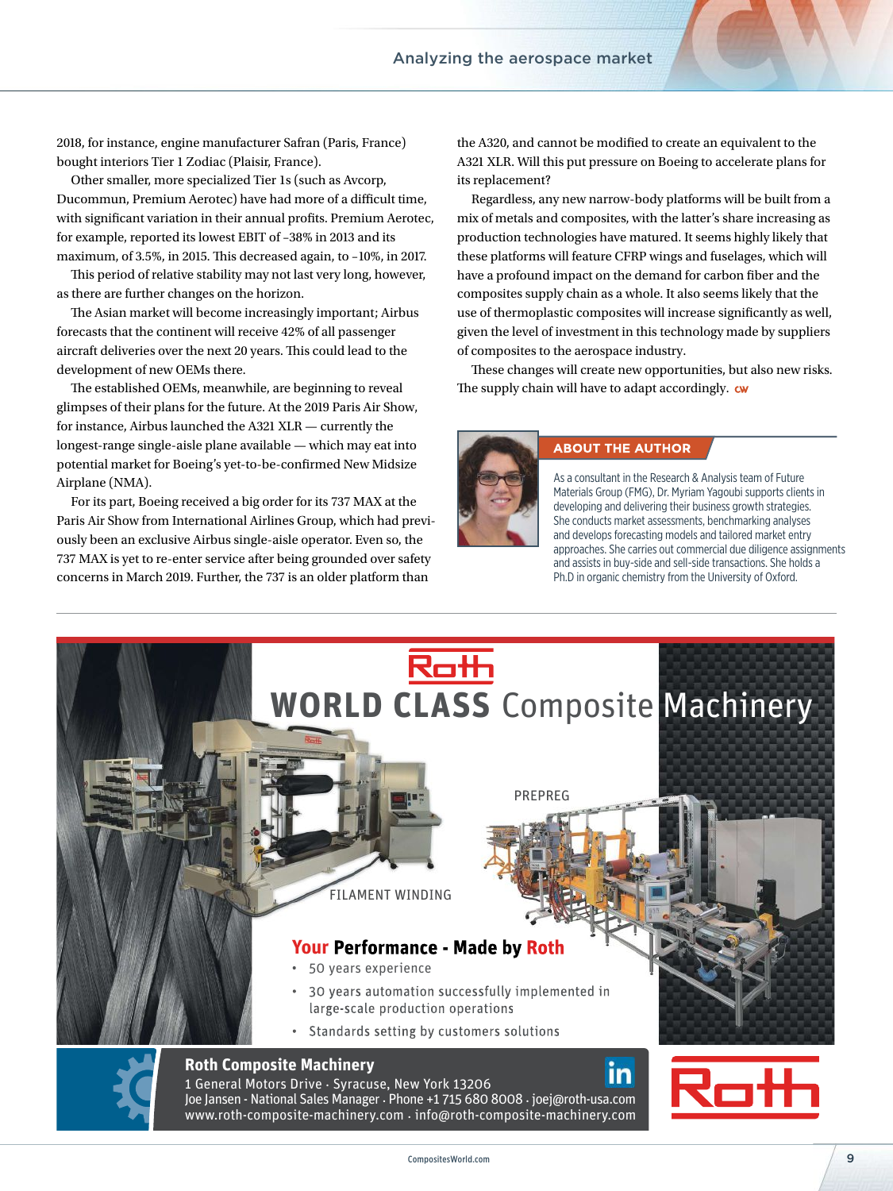2018, for instance, engine manufacturer Safran (Paris, France) bought interiors Tier 1 Zodiac (Plaisir, France).

Other smaller, more specialized Tier 1s (such as Avcorp, Ducommun, Premium Aerotec) have had more of a difficult time, with significant variation in their annual profits. Premium Aerotec, for example, reported its lowest EBIT of –38% in 2013 and its maximum, of 3.5%, in 2015. This decreased again, to –10%, in 2017.

This period of relative stability may not last very long, however, as there are further changes on the horizon.

The Asian market will become increasingly important; Airbus forecasts that the continent will receive 42% of all passenger aircraft deliveries over the next 20 years. This could lead to the development of new OEMs there.

The established OEMs, meanwhile, are beginning to reveal glimpses of their plans for the future. At the 2019 Paris Air Show, for instance, Airbus launched the A321 XLR — currently the longest-range single-aisle plane available — which may eat into potential market for Boeing's yet-to-be-confirmed New Midsize Airplane (NMA).

For its part, Boeing received a big order for its 737 MAX at the Paris Air Show from International Airlines Group, which had previously been an exclusive Airbus single-aisle operator. Even so, the 737 MAX is yet to re-enter service after being grounded over safety concerns in March 2019. Further, the 737 is an older platform than the A320, and cannot be modified to create an equivalent to the A321 XLR. Will this put pressure on Boeing to accelerate plans for its replacement?

Regardless, any new narrow-body platforms will be built from a mix of metals and composites, with the latter's share increasing as production technologies have matured. It seems highly likely that these platforms will feature CFRP wings and fuselages, which will have a profound impact on the demand for carbon fiber and the composites supply chain as a whole. It also seems likely that the use of thermoplastic composites will increase significantly as well, given the level of investment in this technology made by suppliers of composites to the aerospace industry.

These changes will create new opportunities, but also new risks. The supply chain will have to adapt accordingly.

## ABOUT THE AUTHOR

As a consultant in the Research & Analysis team of Future Materials Group (FMG), Dr. Myriam Yagoubi supports clients in developing and delivering their business growth strategies. She conducts market assessments, benchmarking analyses and develops forecasting models and tailored market entry approaches. She carries out commercial due diligence assignments and assists in buy-side and sell-side transactions. She holds a Ph.D in organic chemistry from the University of Oxford.

Roth

**WORLD CLASS** Composite Machinery

FILAMENT WINDING

PREPREG

**Your Performance - Made by Roth**

- 50 years experience
- 30 years automation successfully implemented in large-scale production operations
- Standards setting by customers solutions

**Roth Composite Machinery**
1 General Motors Drive · Syracuse, New York 13206
Joe Jansen - National Sales Manager · Phone +1 715 680 8008 · joej@roth-usa.com
www.roth-composite-machinery.com · info@roth-composite-machinery.com

Roth